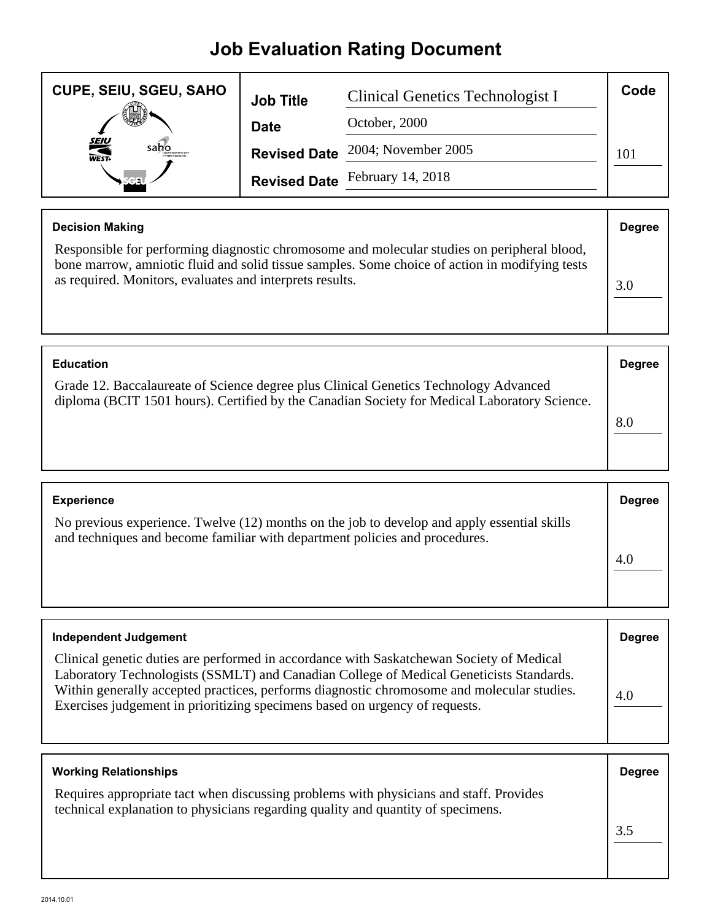# Job Evaluation Rating Document

| CUPE, SEIU, SGEU, SAHO | | | Code |
|---|---|---|---|
| | **Job Title** | Clinical Genetics Technologist I | |
| | **Date** | October, 2000 | |
| | **Revised Date** | 2004; November 2005 | 101 |
| | **Revised Date** | February 14, 2018 | |

| **Decision Making** | **Degree** |
|---|---|
| Responsible for performing diagnostic chromosome and molecular studies on peripheral blood, bone marrow, amniotic fluid and solid tissue samples. Some choice of action in modifying tests as required. Monitors, evaluates and interprets results. | 3.0 |

| **Education** | **Degree** |
|---|---|
| Grade 12. Baccalaureate of Science degree plus Clinical Genetics Technology Advanced diploma (BCIT 1501 hours). Certified by the Canadian Society for Medical Laboratory Science. | 8.0 |

| **Experience** | **Degree** |
|---|---|
| No previous experience. Twelve (12) months on the job to develop and apply essential skills and techniques and become familiar with department policies and procedures. | 4.0 |

| **Independent Judgement** | **Degree** |
|---|---|
| Clinical genetic duties are performed in accordance with Saskatchewan Society of Medical Laboratory Technologists (SSMLT) and Canadian College of Medical Geneticists Standards. Within generally accepted practices, performs diagnostic chromosome and molecular studies. Exercises judgement in prioritizing specimens based on urgency of requests. | 4.0 |

| **Working Relationships** | **Degree** |
|---|---|
| Requires appropriate tact when discussing problems with physicians and staff. Provides technical explanation to physicians regarding quality and quantity of specimens. | 3.5 |

2014.10.01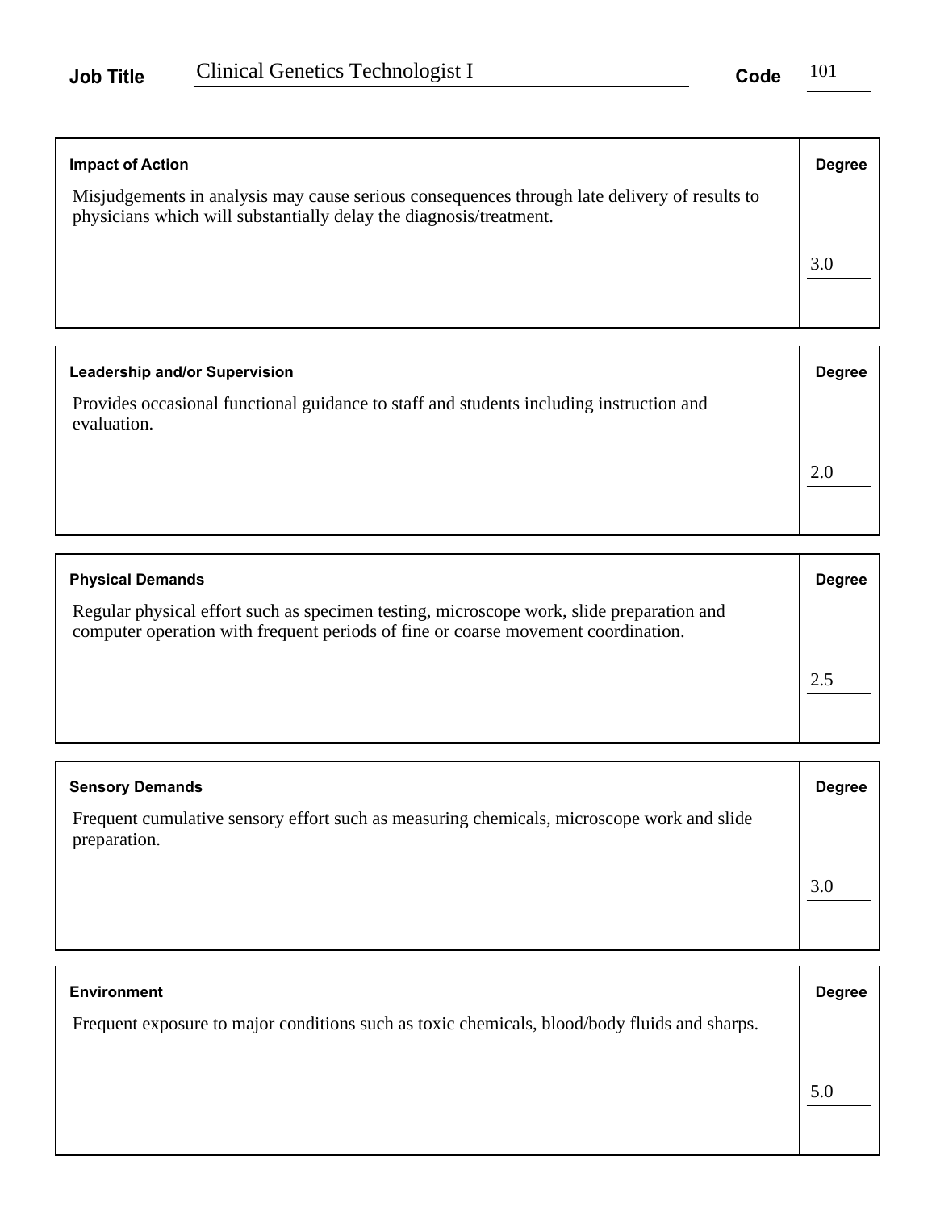**Job Title** Clinical Genetics Technologist I **Code** 101

| **Impact of Action** | **Degree** |
| --- | --- |
| Misjudgements in analysis may cause serious consequences through late delivery of results to physicians which will substantially delay the diagnosis/treatment. | 3.0 |

| **Leadership and/or Supervision** | **Degree** |
| --- | --- |
| Provides occasional functional guidance to staff and students including instruction and evaluation. | 2.0 |

| **Physical Demands** | **Degree** |
| --- | --- |
| Regular physical effort such as specimen testing, microscope work, slide preparation and computer operation with frequent periods of fine or coarse movement coordination. | 2.5 |

| **Sensory Demands** | **Degree** |
| --- | --- |
| Frequent cumulative sensory effort such as measuring chemicals, microscope work and slide preparation. | 3.0 |

| **Environment** | **Degree** |
| --- | --- |
| Frequent exposure to major conditions such as toxic chemicals, blood/body fluids and sharps. | 5.0 |